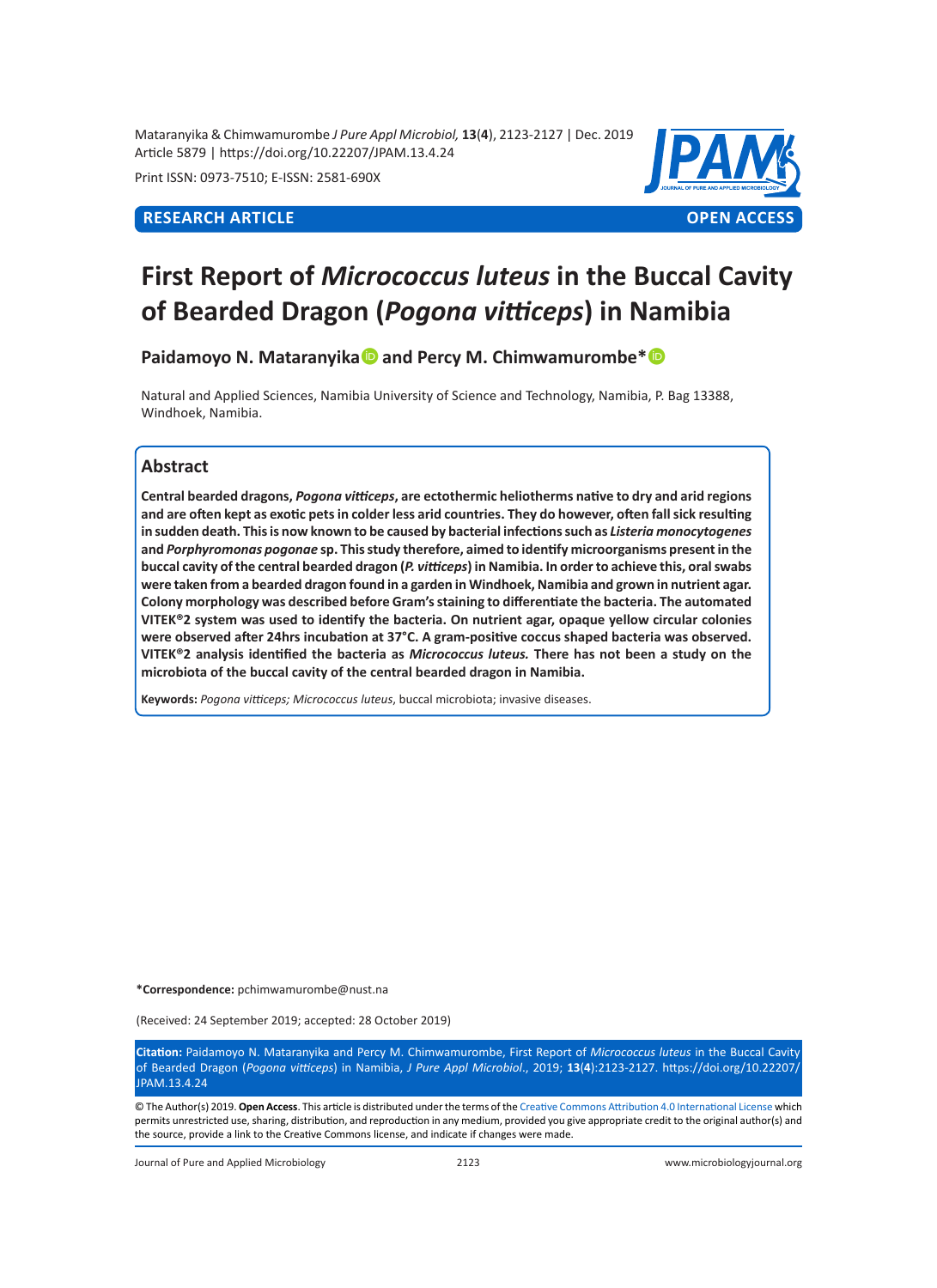**RESEARCH ARTICLE** **OPEN ACCESS**

# First Report of *Micrococcus luteus* in the Buccal Cavity of Bearded Dragon (*Pogona vitticeps*) in Namibia

**Paidamoyo N. Mataranyika and Percy M. Chimwamurombe***

Natural and Applied Sciences, Namibia University of Science and Technology, Namibia, P. Bag 13388, Windhoek, Namibia.

## Abstract

**Central bearded dragons, *Pogona vitticeps*, are ectothermic heliotherms native to dry and arid regions and are often kept as exotic pets in colder less arid countries. They do however, often fall sick resulting in sudden death. This is now known to be caused by bacterial infections such as *Listeria monocytogenes* and *Porphyromonas pogonae* sp. This study therefore, aimed to identify microorganisms present in the buccal cavity of the central bearded dragon (*P. vitticeps*) in Namibia. In order to achieve this, oral swabs were taken from a bearded dragon found in a garden in Windhoek, Namibia and grown in nutrient agar. Colony morphology was described before Gram's staining to differentiate the bacteria. The automated VITEK®2 system was used to identify the bacteria. On nutrient agar, opaque yellow circular colonies were observed after 24hrs incubation at 37°C. A gram-positive coccus shaped bacteria was observed. VITEK®2 analysis identified the bacteria as *Micrococcus luteus.* There has not been a study on the microbiota of the buccal cavity of the central bearded dragon in Namibia.**

**Keywords:** *Pogona vitticeps; Micrococcus luteus*, buccal microbiota; invasive diseases.

**\*Correspondence:** pchimwamurombe@nust.na

(Received: 24 September 2019; accepted: 28 October 2019)

**Citation:** Paidamoyo N. Mataranyika and Percy M. Chimwamurombe, First Report of *Micrococcus luteus* in the Buccal Cavity of Bearded Dragon (*Pogona vitticeps*) in Namibia, *J Pure Appl Microbiol*., 2019; **13**(**4**):2123-2127. https://doi.org/10.22207/JPAM.13.4.24

© The Author(s) 2019. **Open Access**. This article is distributed under the terms of the Creative Commons Attribution 4.0 International License which permits unrestricted use, sharing, distribution, and reproduction in any medium, provided you give appropriate credit to the original author(s) and the source, provide a link to the Creative Commons license, and indicate if changes were made.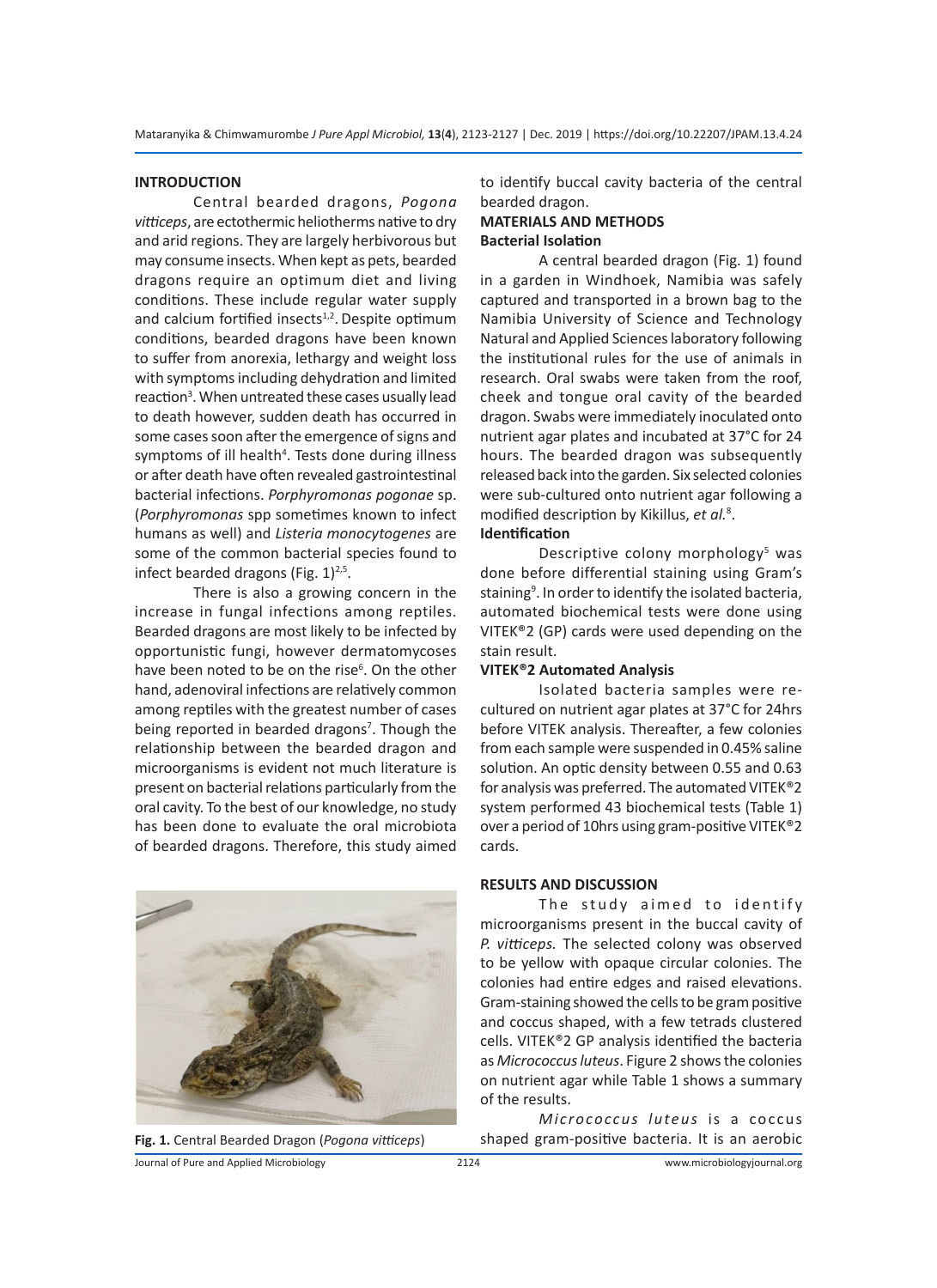## INTRODUCTION

Central bearded dragons, *Pogona vitticeps*, are ectothermic heliotherms native to dry and arid regions. They are largely herbivorous but may consume insects. When kept as pets, bearded dragons require an optimum diet and living conditions. These include regular water supply and calcium fortified insects[1,2]. Despite optimum conditions, bearded dragons have been known to suffer from anorexia, lethargy and weight loss with symptoms including dehydration and limited reaction[3]. When untreated these cases usually lead to death however, sudden death has occurred in some cases soon after the emergence of signs and symptoms of ill health[4]. Tests done during illness or after death have often revealed gastrointestinal bacterial infections. *Porphyromonas pogonae* sp. (*Porphyromonas* spp sometimes known to infect humans as well) and *Listeria monocytogenes* are some of the common bacterial species found to infect bearded dragons (Fig. 1)[2,5].

There is also a growing concern in the increase in fungal infections among reptiles. Bearded dragons are most likely to be infected by opportunistic fungi, however dermatomycoses have been noted to be on the rise[6]. On the other hand, adenoviral infections are relatively common among reptiles with the greatest number of cases being reported in bearded dragons[7]. Though the relationship between the bearded dragon and microorganisms is evident not much literature is present on bacterial relations particularly from the oral cavity. To the best of our knowledge, no study has been done to evaluate the oral microbiota of bearded dragons. Therefore, this study aimed to identify buccal cavity bacteria of the central bearded dragon.

**Fig. 1.** Central Bearded Dragon (*Pogona vitticeps*)

## MATERIALS AND METHODS

### Bacterial Isolation

A central bearded dragon (Fig. 1) found in a garden in Windhoek, Namibia was safely captured and transported in a brown bag to the Namibia University of Science and Technology Natural and Applied Sciences laboratory following the institutional rules for the use of animals in research. Oral swabs were taken from the roof, cheek and tongue oral cavity of the bearded dragon. Swabs were immediately inoculated onto nutrient agar plates and incubated at 37°C for 24 hours. The bearded dragon was subsequently released back into the garden. Six selected colonies were sub-cultured onto nutrient agar following a modified description by Kikillus, *et al.*[8].

### Identification

Descriptive colony morphology[5] was done before differential staining using Gram's staining[9]. In order to identify the isolated bacteria, automated biochemical tests were done using VITEK®2 (GP) cards were used depending on the stain result.

### VITEK®2 Automated Analysis

Isolated bacteria samples were re-cultured on nutrient agar plates at 37°C for 24hrs before VITEK analysis. Thereafter, a few colonies from each sample were suspended in 0.45% saline solution. An optic density between 0.55 and 0.63 for analysis was preferred. The automated VITEK®2 system performed 43 biochemical tests (Table 1) over a period of 10hrs using gram-positive VITEK®2 cards.

## RESULTS AND DISCUSSION

The study aimed to identify microorganisms present in the buccal cavity of *P. vitticeps*. The selected colony was observed to be yellow with opaque circular colonies. The colonies had entire edges and raised elevations. Gram-staining showed the cells to be gram positive and coccus shaped, with a few tetrads clustered cells. VITEK®2 GP analysis identified the bacteria as *Micrococcus luteus*. Figure 2 shows the colonies on nutrient agar while Table 1 shows a summary of the results.

*Micrococcus luteus* is a coccus shaped gram-positive bacteria. It is an aerobic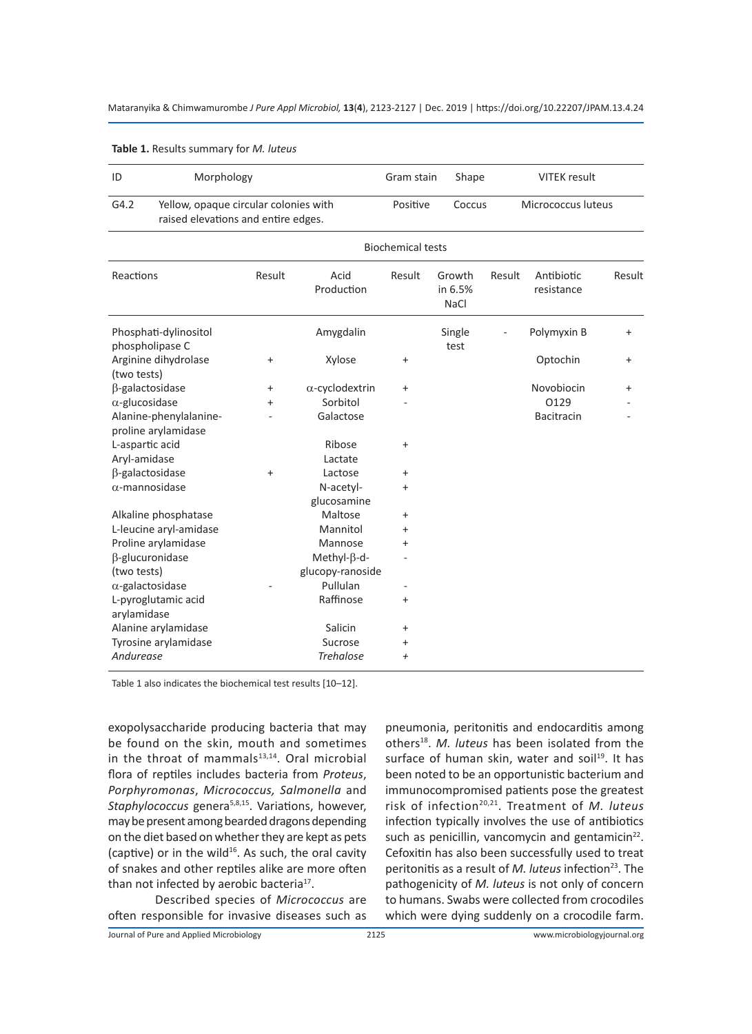**Table 1.** Results summary for *M. luteus*

| ID | Morphology | | Gram stain | Shape | | VITEK result | |
|---|---|---|---|---|---|---|---|
| G4.2 | Yellow, opaque circular colonies with raised elevations and entire edges. | | Positive | Coccus | | Micrococcus luteus | |
| | | | **Biochemical tests** | | | | |
| Reactions | Result | Acid Production | Result | Growth in 6.5% NaCl | Result | Antibiotic resistance | Result |
| Phosphati-dylinositol phospholipase C | | Amygdalin | | Single test | - | Polymyxin B | + |
| Arginine dihydrolase (two tests) | + | Xylose | + | | | Optochin | + |
| β-galactosidase | + | α-cyclodextrin | + | | | Novobiocin | + |
| α-glucosidase | + | Sorbitol | - | | | O129 | - |
| Alanine-phenylalanine-proline arylamidase | - | Galactose | | | | Bacitracin | - |
| L-aspartic acid | | Ribose | + | | | | |
| Aryl-amidase | | Lactate | | | | | |
| β-galactosidase | + | Lactose | + | | | | |
| α-mannosidase | | N-acetyl-glucosamine | + | | | | |
| Alkaline phosphatase | | Maltose | + | | | | |
| L-leucine aryl-amidase | | Mannitol | + | | | | |
| Proline arylamidase | | Mannose | + | | | | |
| β-glucuronidase (two tests) | | Methyl-β-d-glucopy-ranoside | - | | | | |
| α-galactosidase | - | Pullulan | - | | | | |
| L-pyroglutamic acid arylamidase | | Raffinose | + | | | | |
| Alanine arylamidase | | Salicin | + | | | | |
| Tyrosine arylamidase | | Sucrose | + | | | | |
| *Andurease* | | *Trehalose* | + | | | | |

Table 1 also indicates the biochemical test results [10–12].

exopolysaccharide producing bacteria that may be found on the skin, mouth and sometimes in the throat of mammals[13,14]. Oral microbial flora of reptiles includes bacteria from *Proteus*, *Porphyromonas*, *Micrococcus, Salmonella* and *Staphylococcus* genera[5,8,15]. Variations, however, may be present among bearded dragons depending on the diet based on whether they are kept as pets (captive) or in the wild[16]. As such, the oral cavity of snakes and other reptiles alike are more often than not infected by aerobic bacteria[17].

Described species of *Micrococcus* are often responsible for invasive diseases such as pneumonia, peritonitis and endocarditis among others[18]. *M. luteus* has been isolated from the surface of human skin, water and soil[19]. It has been noted to be an opportunistic bacterium and immunocompromised patients pose the greatest risk of infection[20,21]. Treatment of *M. luteus* infection typically involves the use of antibiotics such as penicillin, vancomycin and gentamicin[22]. Cefoxitin has also been successfully used to treat peritonitis as a result of *M. luteus* infection[23]. The pathogenicity of *M. luteus* is not only of concern to humans. Swabs were collected from crocodiles which were dying suddenly on a crocodile farm.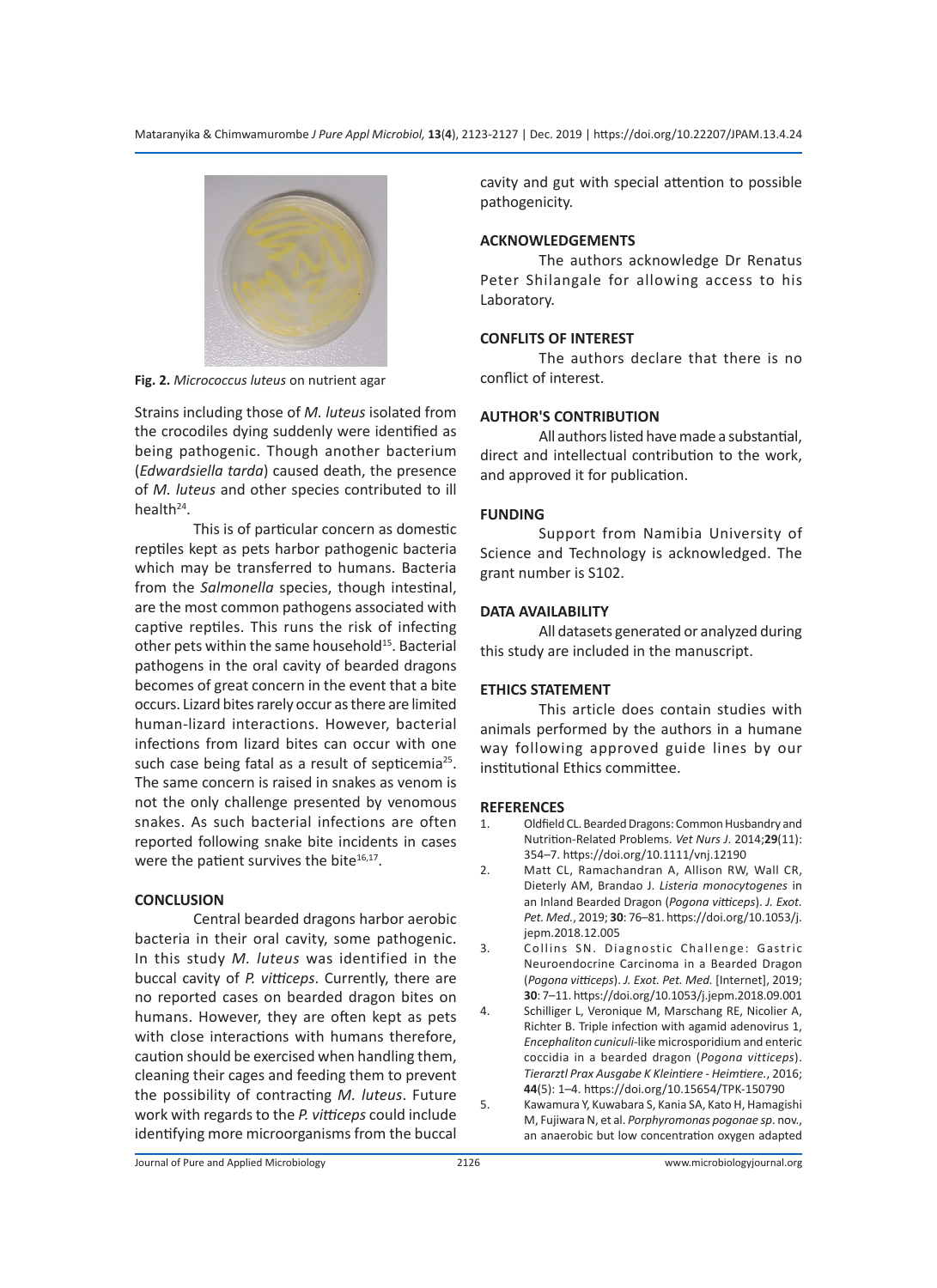Fig. 2. *Micrococcus luteus* on nutrient agar

Strains including those of *M. luteus* isolated from the crocodiles dying suddenly were identified as being pathogenic. Though another bacterium (*Edwardsiella tarda*) caused death, the presence of *M. luteus* and other species contributed to ill health[24].

This is of particular concern as domestic reptiles kept as pets harbor pathogenic bacteria which may be transferred to humans. Bacteria from the *Salmonella* species, though intestinal, are the most common pathogens associated with captive reptiles. This runs the risk of infecting other pets within the same household[15]. Bacterial pathogens in the oral cavity of bearded dragons becomes of great concern in the event that a bite occurs. Lizard bites rarely occur as there are limited human-lizard interactions. However, bacterial infections from lizard bites can occur with one such case being fatal as a result of septicemia[25]. The same concern is raised in snakes as venom is not the only challenge presented by venomous snakes. As such bacterial infections are often reported following snake bite incidents in cases were the patient survives the bite[16,17].

## CONCLUSION

Central bearded dragons harbor aerobic bacteria in their oral cavity, some pathogenic. In this study *M. luteus* was identified in the buccal cavity of *P. vitticeps*. Currently, there are no reported cases on bearded dragon bites on humans. However, they are often kept as pets with close interactions with humans therefore, caution should be exercised when handling them, cleaning their cages and feeding them to prevent the possibility of contracting *M. luteus*. Future work with regards to the *P. vitticeps* could include identifying more microorganisms from the buccal cavity and gut with special attention to possible pathogenicity.

## ACKNOWLEDGEMENTS

The authors acknowledge Dr Renatus Peter Shilangale for allowing access to his Laboratory.

## CONFLITS OF INTEREST

The authors declare that there is no conflict of interest.

## AUTHOR'S CONTRIBUTION

All authors listed have made a substantial, direct and intellectual contribution to the work, and approved it for publication.

## FUNDING

Support from Namibia University of Science and Technology is acknowledged. The grant number is S102.

## DATA AVAILABILITY

All datasets generated or analyzed during this study are included in the manuscript.

## ETHICS STATEMENT

This article does contain studies with animals performed by the authors in a humane way following approved guide lines by our institutional Ethics committee.

## REFERENCES

1. Oldfield CL. Bearded Dragons: Common Husbandry and Nutrition-Related Problems. *Vet Nurs J.* 2014;**29**(11): 354–7. https://doi.org/10.1111/vnj.12190
2. Matt CL, Ramachandran A, Allison RW, Wall CR, Dieterly AM, Brandao J. *Listeria monocytogenes* in an Inland Bearded Dragon (*Pogona vitticeps*). *J. Exot. Pet. Med.*, 2019; **30**: 76–81. https://doi.org/10.1053/j.jepm.2018.12.005
3. Collins SN. Diagnostic Challenge: Gastric Neuroendocrine Carcinoma in a Bearded Dragon (*Pogona vitticeps*). *J. Exot. Pet. Med.* [Internet], 2019; **30**: 7–11. https://doi.org/10.1053/j.jepm.2018.09.001
4. Schilliger L, Veronique M, Marschang RE, Nicolier A, Richter B. Triple infection with agamid adenovirus 1, *Encephaliton cuniculi*-like microsporidium and enteric coccidia in a bearded dragon (*Pogona vitticeps*). *Tierarztl Prax Ausgabe K Kleintiere - Heimtiere.*, 2016; **44**(5): 1–4. https://doi.org/10.15654/TPK-150790
5. Kawamura Y, Kuwabara S, Kania SA, Kato H, Hamagishi M, Fujiwara N, et al. *Porphyromonas pogonae sp.* nov., an anaerobic but low concentration oxygen adapted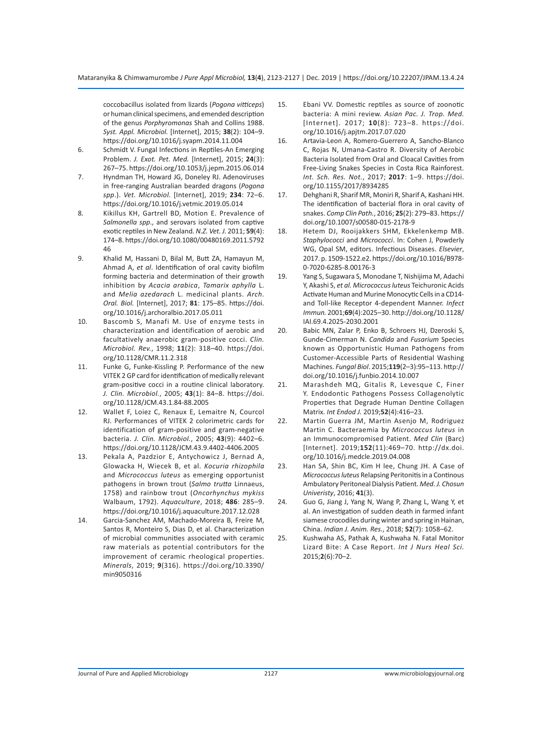coccobacillus isolated from lizards (*Pogona vitticeps*) or human clinical specimens, and emended description of the genus *Porphyromonas* Shah and Collins 1988. *Syst. Appl. Microbiol.* [Internet], 2015; **38**(2): 104–9. https://doi.org/10.1016/j.syapm.2014.11.004

6. Schmidt V. Fungal Infections in Reptiles-An Emerging Problem. *J. Exot. Pet. Med.* [Internet], 2015; **24**(3): 267–75. https://doi.org/10.1053/j.jepm.2015.06.014
7. Hyndman TH, Howard JG, Doneley RJ. Adenoviruses in free-ranging Australian bearded dragons (*Pogona spp*.). *Vet. Microbiol.* [Internet], 2019; **234**: 72–6. https://doi.org/10.1016/j.vetmic.2019.05.014
8. Kikillus KH, Gartrell BD, Motion E. Prevalence of *Salmonella spp*., and serovars isolated from captive exotic reptiles in New Zealand. *N.Z. Vet. J.* 2011; **59**(4): 174–8. https://doi.org/10.1080/00480169.2011.579246
9. Khalid M, Hassani D, Bilal M, Butt ZA, Hamayun M, Ahmad A, *et al*. Identification of oral cavity biofilm forming bacteria and determination of their growth inhibition by *Acacia arabica*, *Tamarix aphylla* L. and *Melia azedarach* L. medicinal plants. *Arch. Oral. Biol.* [Internet], 2017; **81**: 175–85. https://doi.org/10.1016/j.archoralbio.2017.05.011
10. Bascomb S, Manafi M. Use of enzyme tests in characterization and identification of aerobic and facultatively anaerobic gram-positive cocci. *Clin. Microbiol. Rev.*, 1998; **11**(2): 318–40. https://doi.org/10.1128/CMR.11.2.318
11. Funke G, Funke-Kissling P. Performance of the new VITEK 2 GP card for identification of medically relevant gram-positive cocci in a routine clinical laboratory. *J. Clin. Microbiol.*, 2005; **43**(1): 84–8. https://doi.org/10.1128/JCM.43.1.84-88.2005
12. Wallet F, Loiez C, Renaux E, Lemaitre N, Courcol RJ. Performances of VITEK 2 colorimetric cards for identification of gram-positive and gram-negative bacteria. *J. Clin. Microbiol.*, 2005; **43**(9): 4402–6. https://doi.org/10.1128/JCM.43.9.4402-4406.2005
13. Pekala A, Pazdzior E, Antychowicz J, Bernad A, Glowacka H, Wiecek B, et al. *Kocuria rhizophila* and *Micrococcus luteus* as emerging opportunist pathogens in brown trout (*Salmo trutta* Linnaeus, 1758) and rainbow trout (*Oncorhynchus mykiss* Walbaum, 1792). *Aquaculture*, 2018; **486**: 285–9. https://doi.org/10.1016/j.aquaculture.2017.12.028
14. Garcia-Sanchez AM, Machado-Moreira B, Freire M, Santos R, Monteiro S, Dias D, et al. Characterization of microbial communities associated with ceramic raw materials as potential contributors for the improvement of ceramic rheological properties. *Minerals*, 2019; **9**(316). https://doi.org/10.3390/min9050316
15. Ebani VV. Domestic reptiles as source of zoonotic bacteria: A mini review. *Asian Pac. J. Trop. Med.* [Internet]. 2017; **10**(8): 723–8. https://doi.org/10.1016/j.apjtm.2017.07.020
16. Artavia-Leon A, Romero-Guerrero A, Sancho-Blanco C, Rojas N, Umana-Castro R. Diversity of Aerobic Bacteria Isolated from Oral and Cloacal Cavities from Free-Living Snakes Species in Costa Rica Rainforest. *Int. Sch. Res. Not.*, 2017; **2017**: 1–9. https://doi.org/10.1155/2017/8934285
17. Dehghani R, Sharif MR, Moniri R, Sharif A, Kashani HH. The identification of bacterial flora in oral cavity of snakes. *Comp Clin Path.*, 2016; **25**(2): 279–83. https://doi.org/10.1007/s00580-015-2178-9
18. Hetem DJ, Rooijakkers SHM, Ekkelenkemp MB. *Staphylococci* and *Micrococci*. In: Cohen J, Powderly WG, Opal SM, editors. Infectious Diseases. *Elsevier*, 2017. p. 1509-1522.e2. https://doi.org/10.1016/B978-0-7020-6285-8.00176-3
19. Yang S, Sugawara S, Monodane T, Nishijima M, Adachi Y, Akashi S, *et al. Micrococcus luteus* Teichuronic Acids Activate Human and Murine Monocytic Cells in a CD14- and Toll-like Receptor 4-dependent Manner. *Infect Immun.* 2001;**69**(4):2025–30. http://doi.org/10.1128/IAI.69.4.2025-2030.2001
20. Babic MN, Zalar P, Enko B, Schroers HJ, Dzeroski S, Gunde-Cimerman N. *Candida* and *Fusarium* Species known as Opportunistic Human Pathogens from Customer-Accessible Parts of Residential Washing Machines. *Fungal Biol*. 2015;**119**(2–3):95–113. http://doi.org/10.1016/j.funbio.2014.10.007
21. Marashdeh MQ, Gitalis R, Levesque C, Finer Y. Endodontic Pathogens Possess Collagenolytic Properties that Degrade Human Dentine Collagen Matrix. *Int Endod J.* 2019;**52**(4):416–23.
22. Martin Guerra JM, Martin Asenjo M, Rodriguez Martin C. Bacteraemia by *Micrococcus luteus* in an Immunocompromised Patient. *Med Clin* (Barc) [Internet]. 2019;**152**(11):469–70. http://dx.doi.org/10.1016/j.medcle.2019.04.008
23. Han SA, Shin BC, Kim H lee, Chung JH. A Case of *Micrococcus luteus* Relapsing Peritonitis in a Continous Ambulatory Peritoneal Dialysis Patient. *Med. J. Chosun Univeristy*, 2016; **41**(3).
24. Guo G, Jiang J, Yang N, Wang P, Zhang L, Wang Y, et al. An investigation of sudden death in farmed infant siamese crocodiles during winter and spring in Hainan, China. *Indian J. Anim. Res.*, 2018; **52**(7): 1058–62.
25. Kushwaha AS, Pathak A, Kushwaha N. Fatal Monitor Lizard Bite: A Case Report. *Int J Nurs Heal Sci*. 2015;**2**(6):70–2.